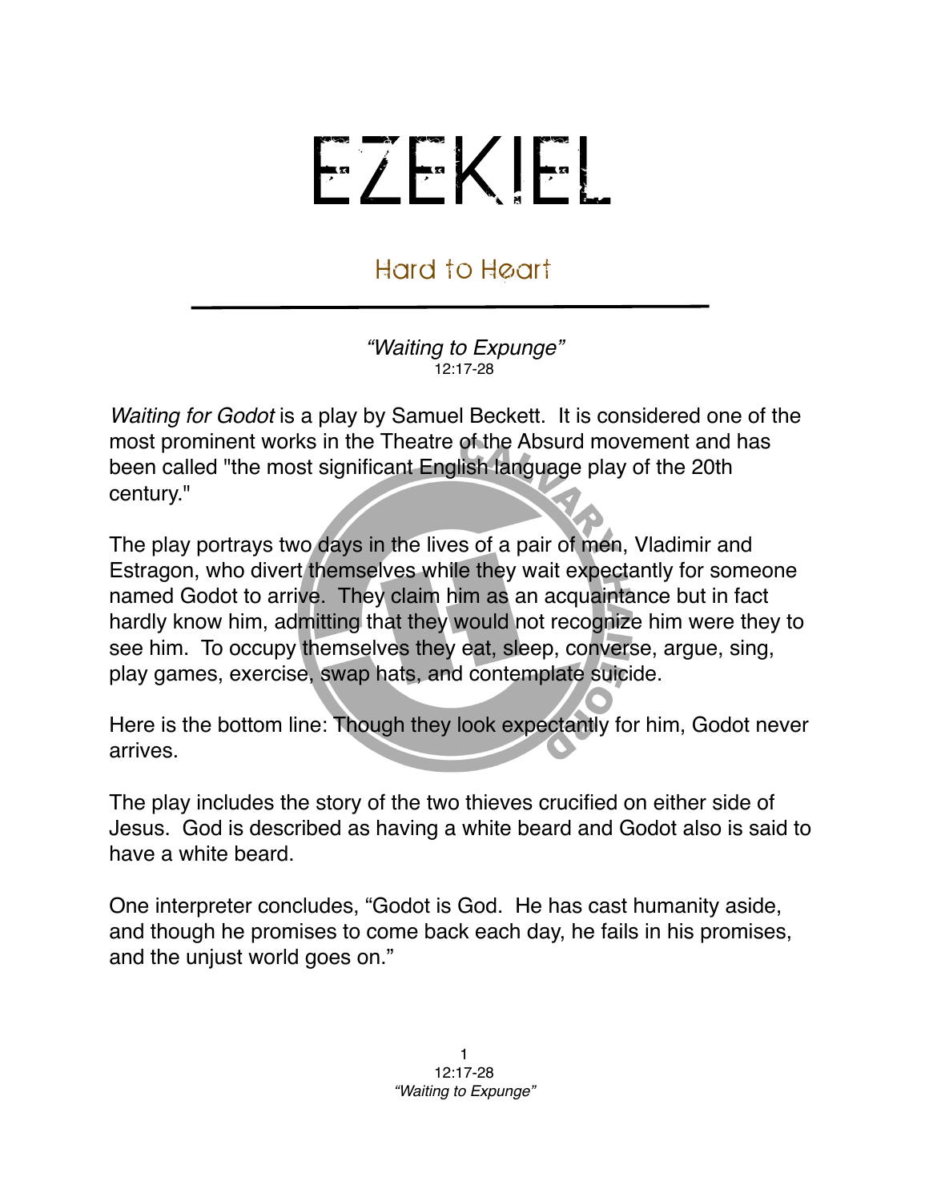# EZEKIEL

## Hard to Heart

*"Waiting to Expunge"*
12:17-28

*Waiting for Godot* is a play by Samuel Beckett. It is considered one of the most prominent works in the Theatre of the Absurd movement and has been called "the most significant English language play of the 20th century."

The play portrays two days in the lives of a pair of men, Vladimir and Estragon, who divert themselves while they wait expectantly for someone named Godot to arrive. They claim him as an acquaintance but in fact hardly know him, admitting that they would not recognize him were they to see him. To occupy themselves they eat, sleep, converse, argue, sing, play games, exercise, swap hats, and contemplate suicide.

Here is the bottom line: Though they look expectantly for him, Godot never arrives.

The play includes the story of the two thieves crucified on either side of Jesus. God is described as having a white beard and Godot also is said to have a white beard.

One interpreter concludes, "Godot is God. He has cast humanity aside, and though he promises to come back each day, he fails in his promises, and the unjust world goes on."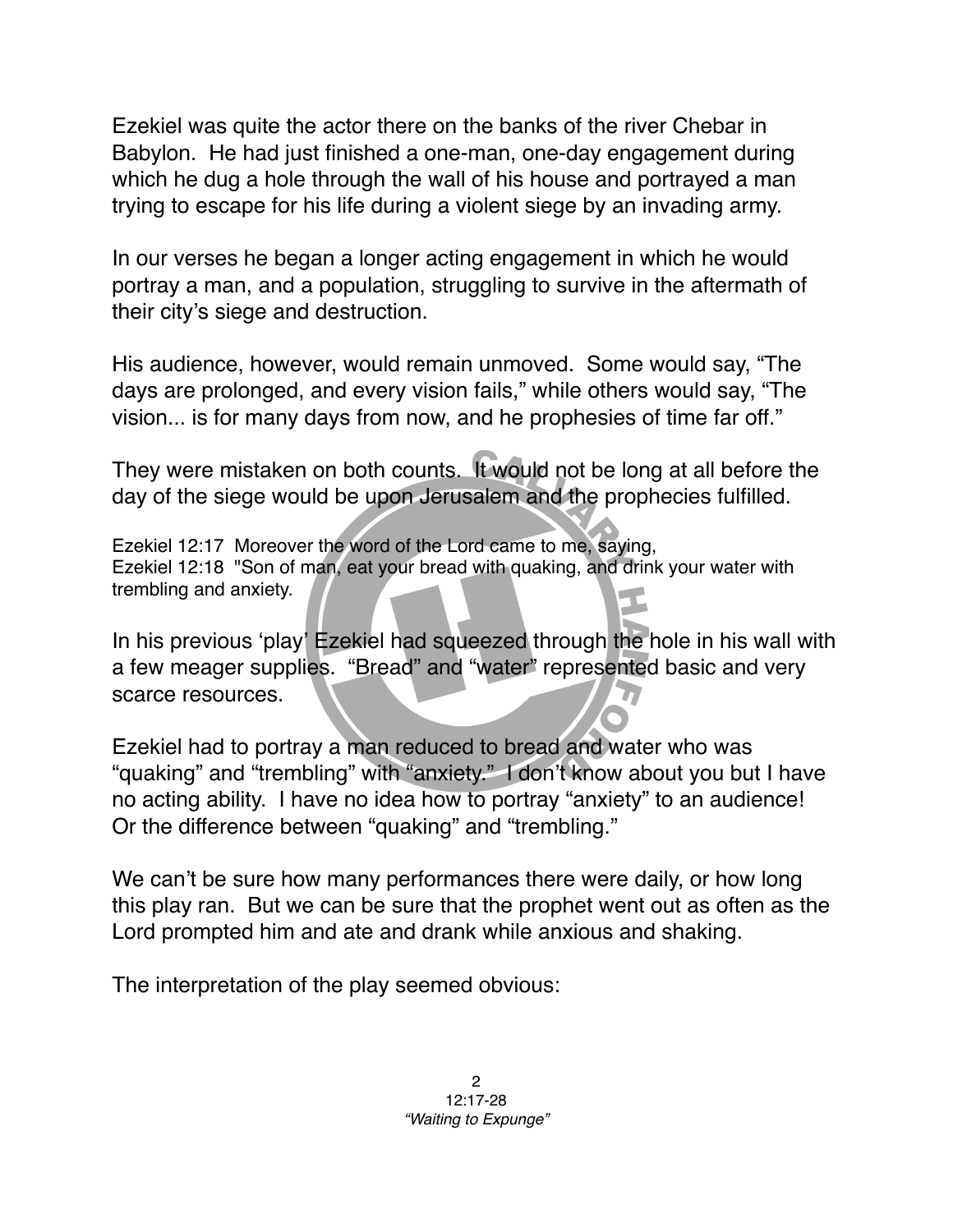Ezekiel was quite the actor there on the banks of the river Chebar in Babylon. He had just finished a one-man, one-day engagement during which he dug a hole through the wall of his house and portrayed a man trying to escape for his life during a violent siege by an invading army.

In our verses he began a longer acting engagement in which he would portray a man, and a population, struggling to survive in the aftermath of their city's siege and destruction.

His audience, however, would remain unmoved. Some would say, "The days are prolonged, and every vision fails," while others would say, "The vision... is for many days from now, and he prophesies of time far off."

They were mistaken on both counts. It would not be long at all before the day of the siege would be upon Jerusalem and the prophecies fulfilled.

Ezekiel 12:17 Moreover the word of the Lord came to me, saying,
Ezekiel 12:18 "Son of man, eat your bread with quaking, and drink your water with trembling and anxiety.

In his previous 'play' Ezekiel had squeezed through the hole in his wall with a few meager supplies. "Bread" and "water" represented basic and very scarce resources.

Ezekiel had to portray a man reduced to bread and water who was "quaking" and "trembling" with "anxiety." I don't know about you but I have no acting ability. I have no idea how to portray "anxiety" to an audience! Or the difference between "quaking" and "trembling."

We can't be sure how many performances there were daily, or how long this play ran. But we can be sure that the prophet went out as often as the Lord prompted him and ate and drank while anxious and shaking.

The interpretation of the play seemed obvious: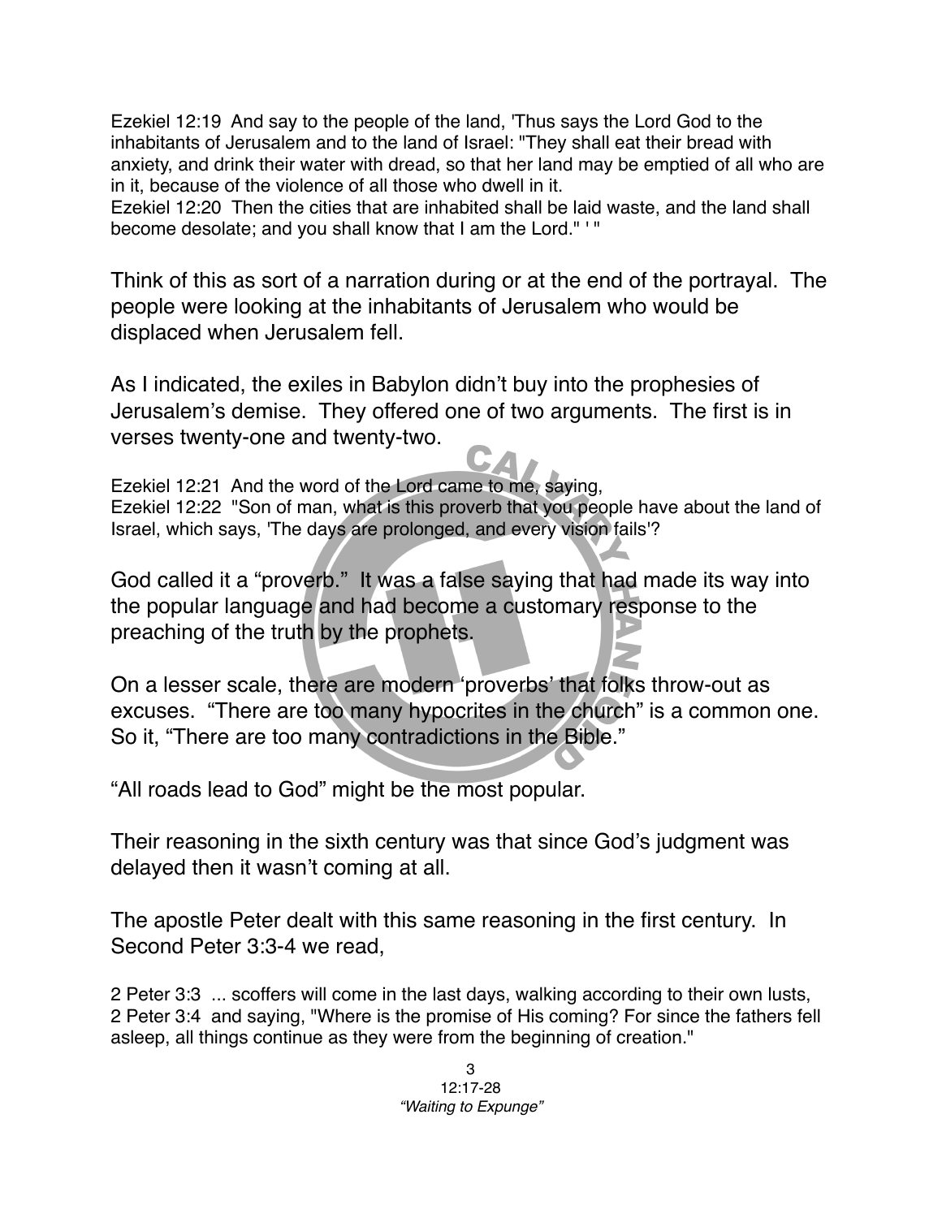Ezekiel 12:19 And say to the people of the land, 'Thus says the Lord God to the inhabitants of Jerusalem and to the land of Israel: "They shall eat their bread with anxiety, and drink their water with dread, so that her land may be emptied of all who are in it, because of the violence of all those who dwell in it.
Ezekiel 12:20 Then the cities that are inhabited shall be laid waste, and the land shall become desolate; and you shall know that I am the Lord." ' "

Think of this as sort of a narration during or at the end of the portrayal. The people were looking at the inhabitants of Jerusalem who would be displaced when Jerusalem fell.

As I indicated, the exiles in Babylon didn't buy into the prophesies of Jerusalem's demise. They offered one of two arguments. The first is in verses twenty-one and twenty-two.

Ezekiel 12:21 And the word of the Lord came to me, saying,
Ezekiel 12:22 "Son of man, what is this proverb that you people have about the land of Israel, which says, 'The days are prolonged, and every vision fails'?

God called it a "proverb." It was a false saying that had made its way into the popular language and had become a customary response to the preaching of the truth by the prophets.

On a lesser scale, there are modern 'proverbs' that folks throw-out as excuses. "There are too many hypocrites in the church" is a common one. So it, "There are too many contradictions in the Bible."

"All roads lead to God" might be the most popular.

Their reasoning in the sixth century was that since God's judgment was delayed then it wasn't coming at all.

The apostle Peter dealt with this same reasoning in the first century. In Second Peter 3:3-4 we read,

2 Peter 3:3 ... scoffers will come in the last days, walking according to their own lusts,
2 Peter 3:4 and saying, "Where is the promise of His coming? For since the fathers fell asleep, all things continue as they were from the beginning of creation."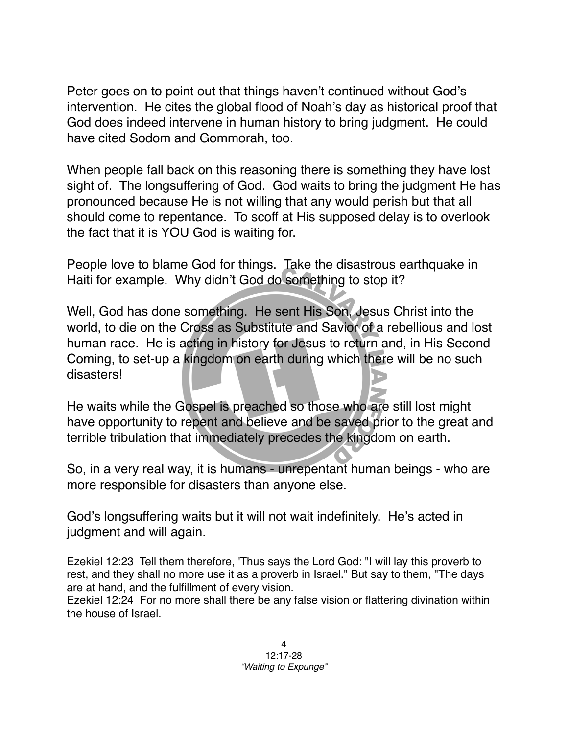Peter goes on to point out that things haven't continued without God's intervention. He cites the global flood of Noah's day as historical proof that God does indeed intervene in human history to bring judgment. He could have cited Sodom and Gommorah, too.

When people fall back on this reasoning there is something they have lost sight of. The longsuffering of God. God waits to bring the judgment He has pronounced because He is not willing that any would perish but that all should come to repentance. To scoff at His supposed delay is to overlook the fact that it is YOU God is waiting for.

People love to blame God for things. Take the disastrous earthquake in Haiti for example. Why didn't God do something to stop it?

Well, God has done something. He sent His Son, Jesus Christ into the world, to die on the Cross as Substitute and Savior of a rebellious and lost human race. He is acting in history for Jesus to return and, in His Second Coming, to set-up a kingdom on earth during which there will be no such disasters!

He waits while the Gospel is preached so those who are still lost might have opportunity to repent and believe and be saved prior to the great and terrible tribulation that immediately precedes the kingdom on earth.

So, in a very real way, it is humans - unrepentant human beings - who are more responsible for disasters than anyone else.

God's longsuffering waits but it will not wait indefinitely. He's acted in judgment and will again.

Ezekiel 12:23 Tell them therefore, 'Thus says the Lord God: "I will lay this proverb to rest, and they shall no more use it as a proverb in Israel." But say to them, "The days are at hand, and the fulfillment of every vision.
Ezekiel 12:24 For no more shall there be any false vision or flattering divination within the house of Israel.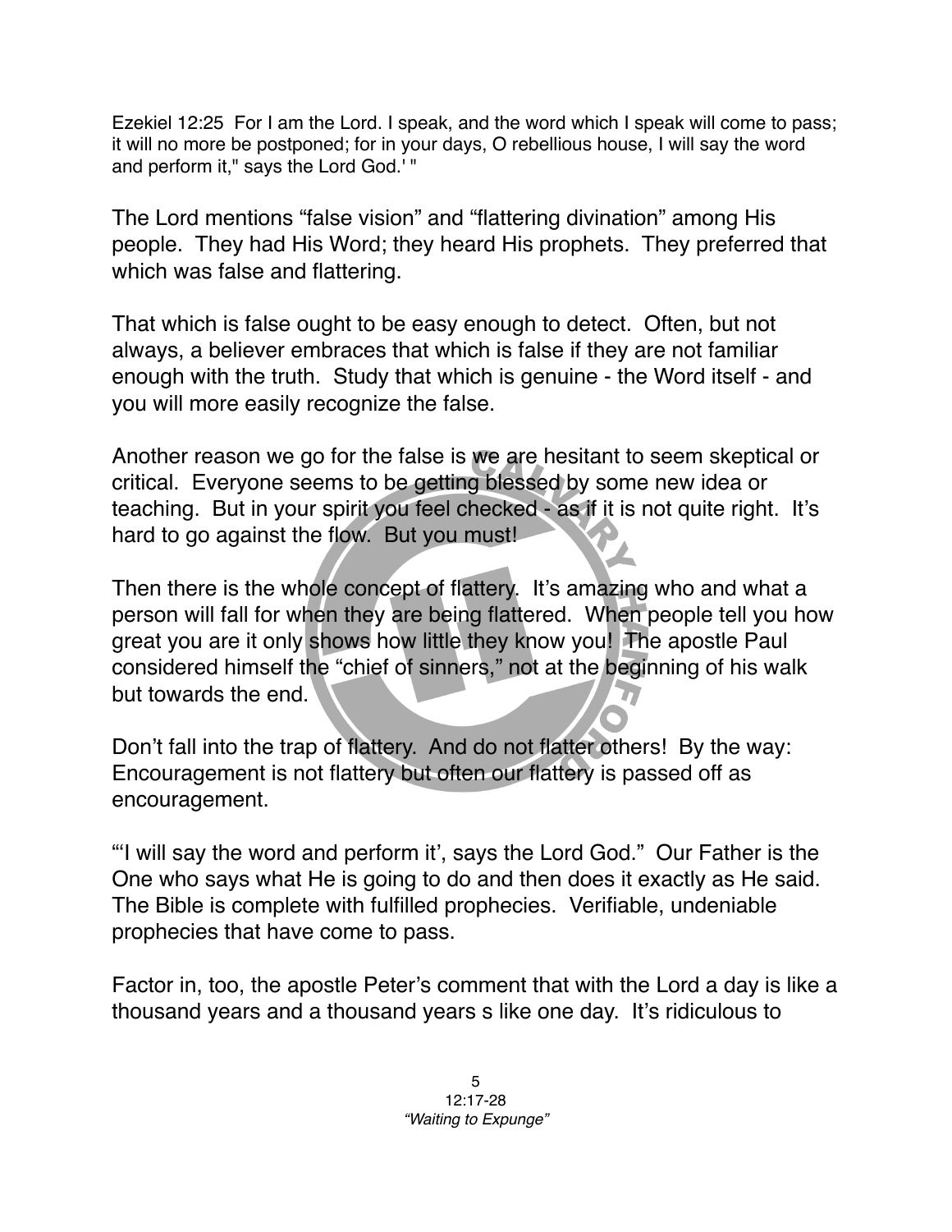Ezekiel 12:25 For I am the Lord. I speak, and the word which I speak will come to pass; it will no more be postponed; for in your days, O rebellious house, I will say the word and perform it," says the Lord God.' "

The Lord mentions "false vision" and "flattering divination" among His people. They had His Word; they heard His prophets. They preferred that which was false and flattering.

That which is false ought to be easy enough to detect. Often, but not always, a believer embraces that which is false if they are not familiar enough with the truth. Study that which is genuine - the Word itself - and you will more easily recognize the false.

Another reason we go for the false is we are hesitant to seem skeptical or critical. Everyone seems to be getting blessed by some new idea or teaching. But in your spirit you feel checked - as if it is not quite right. It's hard to go against the flow. But you must!

Then there is the whole concept of flattery. It's amazing who and what a person will fall for when they are being flattered. When people tell you how great you are it only shows how little they know you! The apostle Paul considered himself the "chief of sinners," not at the beginning of his walk but towards the end.

Don't fall into the trap of flattery. And do not flatter others! By the way: Encouragement is not flattery but often our flattery is passed off as encouragement.

"'I will say the word and perform it', says the Lord God." Our Father is the One who says what He is going to do and then does it exactly as He said. The Bible is complete with fulfilled prophecies. Verifiable, undeniable prophecies that have come to pass.

Factor in, too, the apostle Peter's comment that with the Lord a day is like a thousand years and a thousand years s like one day. It's ridiculous to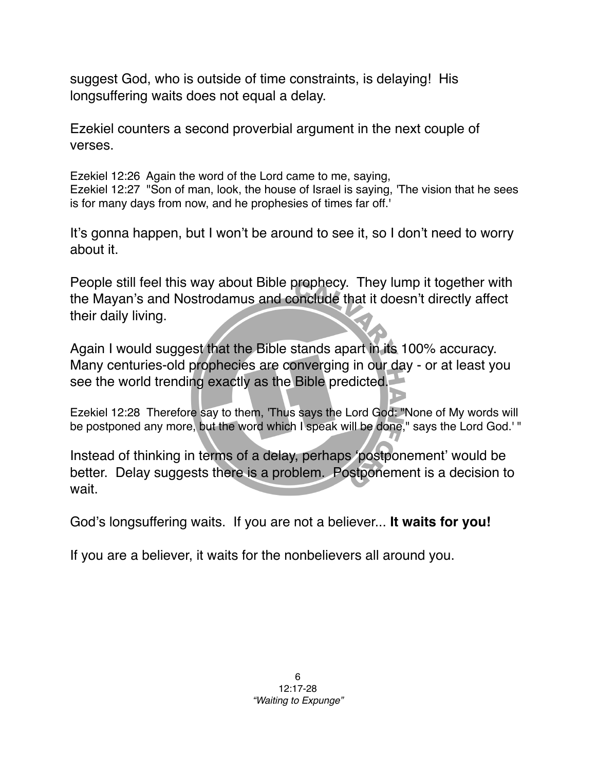suggest God, who is outside of time constraints, is delaying! His longsuffering waits does not equal a delay.

Ezekiel counters a second proverbial argument in the next couple of verses.

Ezekiel 12:26 Again the word of the Lord came to me, saying,
Ezekiel 12:27 "Son of man, look, the house of Israel is saying, 'The vision that he sees is for many days from now, and he prophesies of times far off.'

It's gonna happen, but I won't be around to see it, so I don't need to worry about it.

People still feel this way about Bible prophecy. They lump it together with the Mayan's and Nostrodamus and conclude that it doesn't directly affect their daily living.

Again I would suggest that the Bible stands apart in its 100% accuracy. Many centuries-old prophecies are converging in our day - or at least you see the world trending exactly as the Bible predicted.

Ezekiel 12:28 Therefore say to them, 'Thus says the Lord God: "None of My words will be postponed any more, but the word which I speak will be done," says the Lord God.' "

Instead of thinking in terms of a delay, perhaps 'postponement' would be better. Delay suggests there is a problem. Postponement is a decision to wait.

God's longsuffering waits. If you are not a believer... **It waits for you!**

If you are a believer, it waits for the nonbelievers all around you.